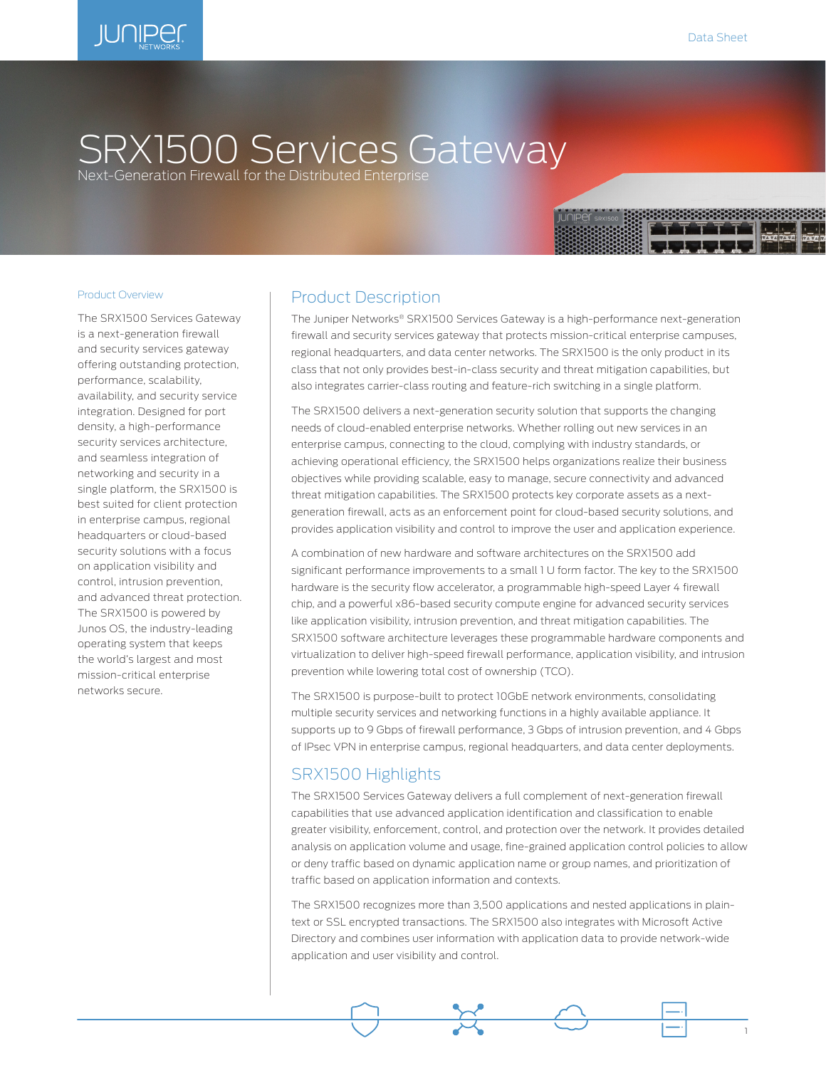# SRX1500 Services Gateway

Next-Generation Firewall for the Distributed Enterprise

## Product Overview

The SRX1500 Services Gateway is a next-generation firewall and security services gateway offering outstanding protection, performance, scalability, availability, and security service integration. Designed for port density, a high-performance security services architecture, and seamless integration of networking and security in a single platform, the SRX1500 is best suited for client protection in enterprise campus, regional headquarters or cloud-based security solutions with a focus on application visibility and control, intrusion prevention, and advanced threat protection. The SRX1500 is powered by Junos OS, the industry-leading operating system that keeps the world's largest and most mission-critical enterprise networks secure.

## Product Description

The Juniper Networks® SRX1500 Services Gateway is a high-performance next-generation firewall and security services gateway that protects mission-critical enterprise campuses, regional headquarters, and data center networks. The SRX1500 is the only product in its class that not only provides best-in-class security and threat mitigation capabilities, but also integrates carrier-class routing and feature-rich switching in a single platform.

The SRX1500 delivers a next-generation security solution that supports the changing needs of cloud-enabled enterprise networks. Whether rolling out new services in an enterprise campus, connecting to the cloud, complying with industry standards, or achieving operational efficiency, the SRX1500 helps organizations realize their business objectives while providing scalable, easy to manage, secure connectivity and advanced threat mitigation capabilities. The SRX1500 protects key corporate assets as a next-generation firewall, acts as an enforcement point for cloud-based security solutions, and provides application visibility and control to improve the user and application experience.

A combination of new hardware and software architectures on the SRX1500 add significant performance improvements to a small 1 U form factor. The key to the SRX1500 hardware is the security flow accelerator, a programmable high-speed Layer 4 firewall chip, and a powerful x86-based security compute engine for advanced security services like application visibility, intrusion prevention, and threat mitigation capabilities. The SRX1500 software architecture leverages these programmable hardware components and virtualization to deliver high-speed firewall performance, application visibility, and intrusion prevention while lowering total cost of ownership (TCO).

The SRX1500 is purpose-built to protect 10GbE network environments, consolidating multiple security services and networking functions in a highly available appliance. It supports up to 9 Gbps of firewall performance, 3 Gbps of intrusion prevention, and 4 Gbps of IPsec VPN in enterprise campus, regional headquarters, and data center deployments.

## SRX1500 Highlights

The SRX1500 Services Gateway delivers a full complement of next-generation firewall capabilities that use advanced application identification and classification to enable greater visibility, enforcement, control, and protection over the network. It provides detailed analysis on application volume and usage, fine-grained application control policies to allow or deny traffic based on dynamic application name or group names, and prioritization of traffic based on application information and contexts.

The SRX1500 recognizes more than 3,500 applications and nested applications in plain-text or SSL encrypted transactions. The SRX1500 also integrates with Microsoft Active Directory and combines user information with application data to provide network-wide application and user visibility and control.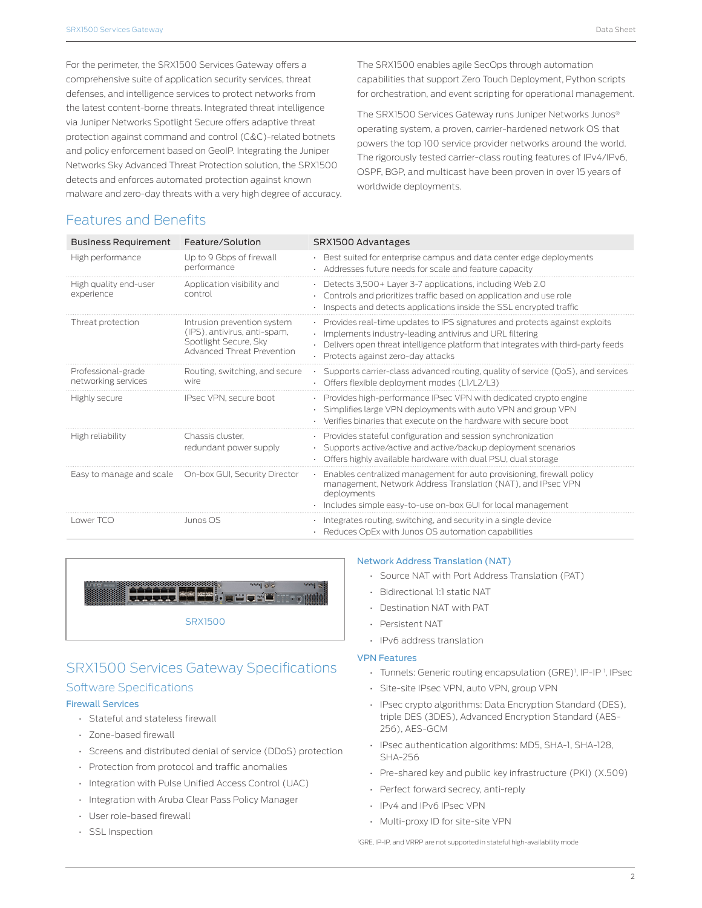For the perimeter, the SRX1500 Services Gateway offers a comprehensive suite of application security services, threat defenses, and intelligence services to protect networks from the latest content-borne threats. Integrated threat intelligence via Juniper Networks Spotlight Secure offers adaptive threat protection against command and control (C&C)-related botnets and policy enforcement based on GeoIP. Integrating the Juniper Networks Sky Advanced Threat Protection solution, the SRX1500 detects and enforces automated protection against known malware and zero-day threats with a very high degree of accuracy.

The SRX1500 enables agile SecOps through automation capabilities that support Zero Touch Deployment, Python scripts for orchestration, and event scripting for operational management.

The SRX1500 Services Gateway runs Juniper Networks Junos® operating system, a proven, carrier-hardened network OS that powers the top 100 service provider networks around the world. The rigorously tested carrier-class routing features of IPv4/IPv6, OSPF, BGP, and multicast have been proven in over 15 years of worldwide deployments.

## Features and Benefits

| Business Requirement | Feature/Solution | SRX1500 Advantages |
|---|---|---|
| High performance | Up to 9 Gbps of firewall performance | • Best suited for enterprise campus and data center edge deployments<br>• Addresses future needs for scale and feature capacity |
| High quality end-user experience | Application visibility and control | • Detects 3,500+ Layer 3-7 applications, including Web 2.0<br>• Controls and prioritizes traffic based on application and use role<br>• Inspects and detects applications inside the SSL encrypted traffic |
| Threat protection | Intrusion prevention system (IPS), antivirus, anti-spam, Spotlight Secure, Sky Advanced Threat Prevention | • Provides real-time updates to IPS signatures and protects against exploits<br>• Implements industry-leading antivirus and URL filtering<br>• Delivers open threat intelligence platform that integrates with third-party feeds<br>• Protects against zero-day attacks |
| Professional-grade networking services | Routing, switching, and secure wire | • Supports carrier-class advanced routing, quality of service (QoS), and services<br>• Offers flexible deployment modes (L1/L2/L3) |
| Highly secure | IPsec VPN, secure boot | • Provides high-performance IPsec VPN with dedicated crypto engine<br>• Simplifies large VPN deployments with auto VPN and group VPN<br>• Verifies binaries that execute on the hardware with secure boot |
| High reliability | Chassis cluster, redundant power supply | • Provides stateful configuration and session synchronization<br>• Supports active/active and active/backup deployment scenarios<br>• Offers highly available hardware with dual PSU, dual storage |
| Easy to manage and scale | On-box GUI, Security Director | • Enables centralized management for auto provisioning, firewall policy management, Network Address Translation (NAT), and IPsec VPN deployments<br>• Includes simple easy-to-use on-box GUI for local management |
| Lower TCO | Junos OS | • Integrates routing, switching, and security in a single device<br>• Reduces OpEx with Junos OS automation capabilities |

SRX1500

## SRX1500 Services Gateway Specifications

### Software Specifications

#### Firewall Services

- Stateful and stateless firewall
- Zone-based firewall
- Screens and distributed denial of service (DDoS) protection
- Protection from protocol and traffic anomalies
- Integration with Pulse Unified Access Control (UAC)
- Integration with Aruba Clear Pass Policy Manager
- User role-based firewall
- SSL Inspection

#### Network Address Translation (NAT)

- Source NAT with Port Address Translation (PAT)
- Bidirectional 1:1 static NAT
- Destination NAT with PAT
- Persistent NAT
- IPv6 address translation

#### VPN Features

- Tunnels: Generic routing encapsulation (GRE)[1], IP-IP [1], IPsec
- Site-site IPsec VPN, auto VPN, group VPN
- IPsec crypto algorithms: Data Encryption Standard (DES), triple DES (3DES), Advanced Encryption Standard (AES-256), AES-GCM
- IPsec authentication algorithms: MD5, SHA-1, SHA-128, SHA-256
- Pre-shared key and public key infrastructure (PKI) (X.509)
- Perfect forward secrecy, anti-reply
- IPv4 and IPv6 IPsec VPN
- Multi-proxy ID for site-site VPN

[1]GRE, IP-IP, and VRRP are not supported in stateful high-availability mode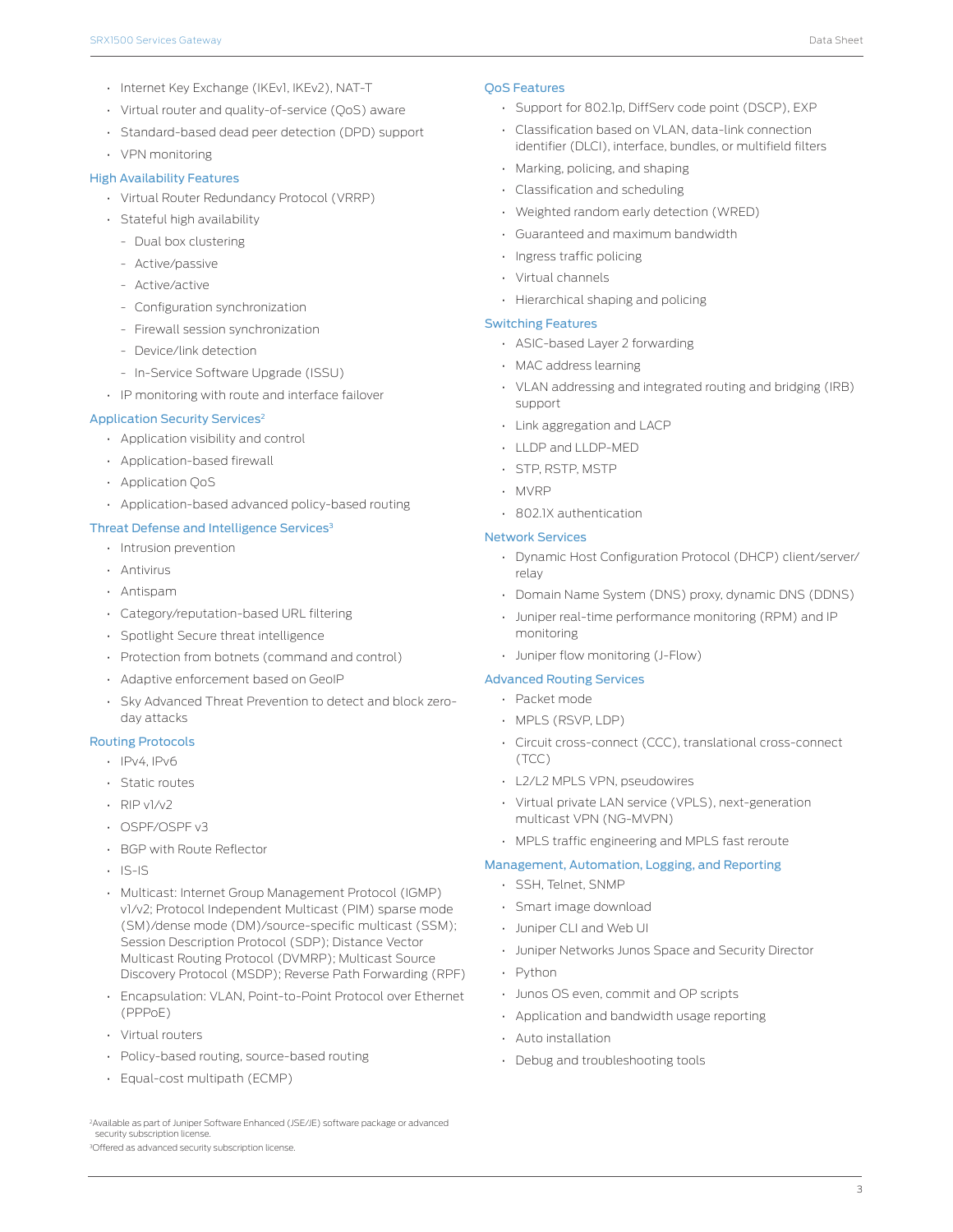- Internet Key Exchange (IKEv1, IKEv2), NAT-T
- Virtual router and quality-of-service (QoS) aware
- Standard-based dead peer detection (DPD) support
- VPN monitoring

### High Availability Features

- Virtual Router Redundancy Protocol (VRRP)
- Stateful high availability
  - Dual box clustering
  - Active/passive
  - Active/active
  - Configuration synchronization
  - Firewall session synchronization
  - Device/link detection
  - In-Service Software Upgrade (ISSU)
- IP monitoring with route and interface failover

### Application Security Services[2]

- Application visibility and control
- Application-based firewall
- Application QoS
- Application-based advanced policy-based routing

### Threat Defense and Intelligence Services[3]

- Intrusion prevention
- Antivirus
- Antispam
- Category/reputation-based URL filtering
- Spotlight Secure threat intelligence
- Protection from botnets (command and control)
- Adaptive enforcement based on GeoIP
- Sky Advanced Threat Prevention to detect and block zero-day attacks

### Routing Protocols

- IPv4, IPv6
- Static routes
- RIP v1/v2
- OSPF/OSPF v3
- BGP with Route Reflector
- IS-IS
- Multicast: Internet Group Management Protocol (IGMP) v1/v2; Protocol Independent Multicast (PIM) sparse mode (SM)/dense mode (DM)/source-specific multicast (SSM); Session Description Protocol (SDP); Distance Vector Multicast Routing Protocol (DVMRP); Multicast Source Discovery Protocol (MSDP); Reverse Path Forwarding (RPF)
- Encapsulation: VLAN, Point-to-Point Protocol over Ethernet (PPPoE)
- Virtual routers
- Policy-based routing, source-based routing
- Equal-cost multipath (ECMP)

### QoS Features

- Support for 802.1p, DiffServ code point (DSCP), EXP
- Classification based on VLAN, data-link connection identifier (DLCI), interface, bundles, or multifield filters
- Marking, policing, and shaping
- Classification and scheduling
- Weighted random early detection (WRED)
- Guaranteed and maximum bandwidth
- Ingress traffic policing
- Virtual channels
- Hierarchical shaping and policing

### Switching Features

- ASIC-based Layer 2 forwarding
- MAC address learning
- VLAN addressing and integrated routing and bridging (IRB) support
- Link aggregation and LACP
- LLDP and LLDP-MED
- STP, RSTP, MSTP
- MVRP
- 802.1X authentication

### Network Services

- Dynamic Host Configuration Protocol (DHCP) client/server/relay
- Domain Name System (DNS) proxy, dynamic DNS (DDNS)
- Juniper real-time performance monitoring (RPM) and IP monitoring
- Juniper flow monitoring (J-Flow)

### Advanced Routing Services

- Packet mode
- MPLS (RSVP, LDP)
- Circuit cross-connect (CCC), translational cross-connect (TCC)
- L2/L2 MPLS VPN, pseudowires
- Virtual private LAN service (VPLS), next-generation multicast VPN (NG-MVPN)
- MPLS traffic engineering and MPLS fast reroute

### Management, Automation, Logging, and Reporting

- SSH, Telnet, SNMP
- Smart image download
- Juniper CLI and Web UI
- Juniper Networks Junos Space and Security Director
- Python
- Junos OS even, commit and OP scripts
- Application and bandwidth usage reporting
- Auto installation
- Debug and troubleshooting tools

[2]Available as part of Juniper Software Enhanced (JSE/JE) software package or advanced security subscription license.

[3]Offered as advanced security subscription license.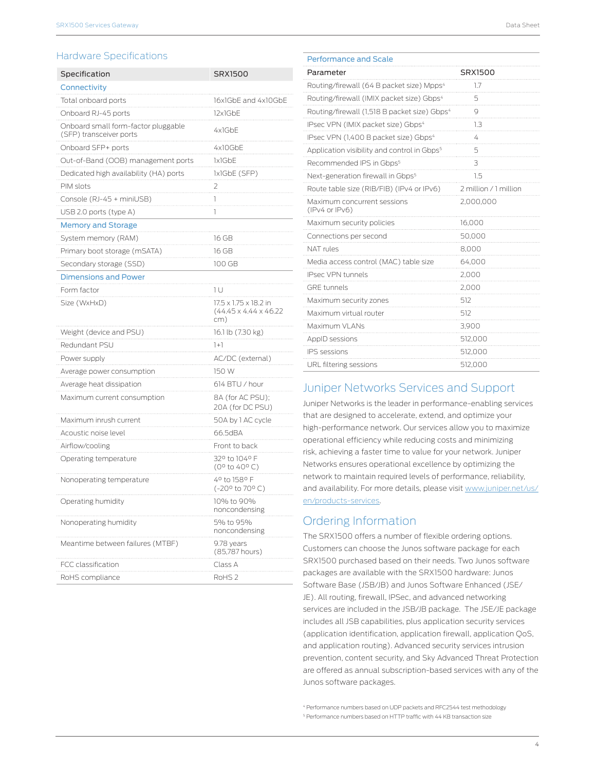## Hardware Specifications

| Specification | SRX1500 |
|---|---|
| **Connectivity** | |
| Total onboard ports | 16x1GbE and 4x10GbE |
| Onboard RJ-45 ports | 12x1GbE |
| Onboard small form-factor pluggable (SFP) transceiver ports | 4x1GbE |
| Onboard SFP+ ports | 4x10GbE |
| Out-of-Band (OOB) management ports | 1x1GbE |
| Dedicated high availability (HA) ports | 1x1GbE (SFP) |
| PIM slots | 2 |
| Console (RJ-45 + miniUSB) | 1 |
| USB 2.0 ports (type A) | 1 |
| **Memory and Storage** | |
| System memory (RAM) | 16 GB |
| Primary boot storage (mSATA) | 16 GB |
| Secondary storage (SSD) | 100 GB |
| **Dimensions and Power** | |
| Form factor | 1 U |
| Size (WxHxD) | 17.5 x 1.75 x 18.2 in (44.45 x 4.44 x 46.22 cm) |
| Weight (device and PSU) | 16.1 lb (7.30 kg) |
| Redundant PSU | 1+1 |
| Power supply | AC/DC (external) |
| Average power consumption | 150 W |
| Average heat dissipation | 614 BTU / hour |
| Maximum current consumption | 8A (for AC PSU); 20A (for DC PSU) |
| Maximum inrush current | 50A by 1 AC cycle |
| Acoustic noise level | 66.5dBA |
| Airflow/cooling | Front to back |
| Operating temperature | 32º to 104º F (0º to 40º C) |
| Nonoperating temperature | 4º to 158º F (-20º to 70º C) |
| Operating humidity | 10% to 90% noncondensing |
| Nonoperating humidity | 5% to 95% noncondensing |
| Meantime between failures (MTBF) | 9.78 years (85,787 hours) |
| FCC classification | Class A |
| RoHS compliance | RoHS 2 |

## Performance and Scale

| Parameter | SRX1500 |
|---|---|
| Routing/firewall (64 B packet size) Mpps[4] | 1.7 |
| Routing/firewall (IMIX packet size) Gbps[4] | 5 |
| Routing/firewall (1,518 B packet size) Gbps[4] | 9 |
| IPsec VPN (IMIX packet size) Gbps[4] | 1.3 |
| IPsec VPN (1,400 B packet size) Gbps[4] | 4 |
| Application visibility and control in Gbps[5] | 5 |
| Recommended IPS in Gbps[5] | 3 |
| Next-generation firewall in Gbps[5] | 1.5 |
| Route table size (RIB/FIB) (IPv4 or IPv6) | 2 million / 1 million |
| Maximum concurrent sessions (IPv4 or IPv6) | 2,000,000 |
| Maximum security policies | 16,000 |
| Connections per second | 50,000 |
| NAT rules | 8,000 |
| Media access control (MAC) table size | 64,000 |
| IPsec VPN tunnels | 2,000 |
| GRE tunnels | 2,000 |
| Maximum security zones | 512 |
| Maximum virtual router | 512 |
| Maximum VLANs | 3,900 |
| AppID sessions | 512,000 |
| IPS sessions | 512,000 |
| URL filtering sessions | 512,000 |

## Juniper Networks Services and Support

Juniper Networks is the leader in performance-enabling services that are designed to accelerate, extend, and optimize your high-performance network. Our services allow you to maximize operational efficiency while reducing costs and minimizing risk, achieving a faster time to value for your network. Juniper Networks ensures operational excellence by optimizing the network to maintain required levels of performance, reliability, and availability. For more details, please visit www.juniper.net/us/en/products-services.

## Ordering Information

The SRX1500 offers a number of flexible ordering options. Customers can choose the Junos software package for each SRX1500 purchased based on their needs. Two Junos software packages are available with the SRX1500 hardware: Junos Software Base (JSB/JB) and Junos Software Enhanced (JSE/JE). All routing, firewall, IPSec, and advanced networking services are included in the JSB/JB package. The JSE/JE package includes all JSB capabilities, plus application security services (application identification, application firewall, application QoS, and application routing). Advanced security services intrusion prevention, content security, and Sky Advanced Threat Protection are offered as annual subscription-based services with any of the Junos software packages.

[4] Performance numbers based on UDP packets and RFC2544 test methodology

[5] Performance numbers based on HTTP traffic with 44 KB transaction size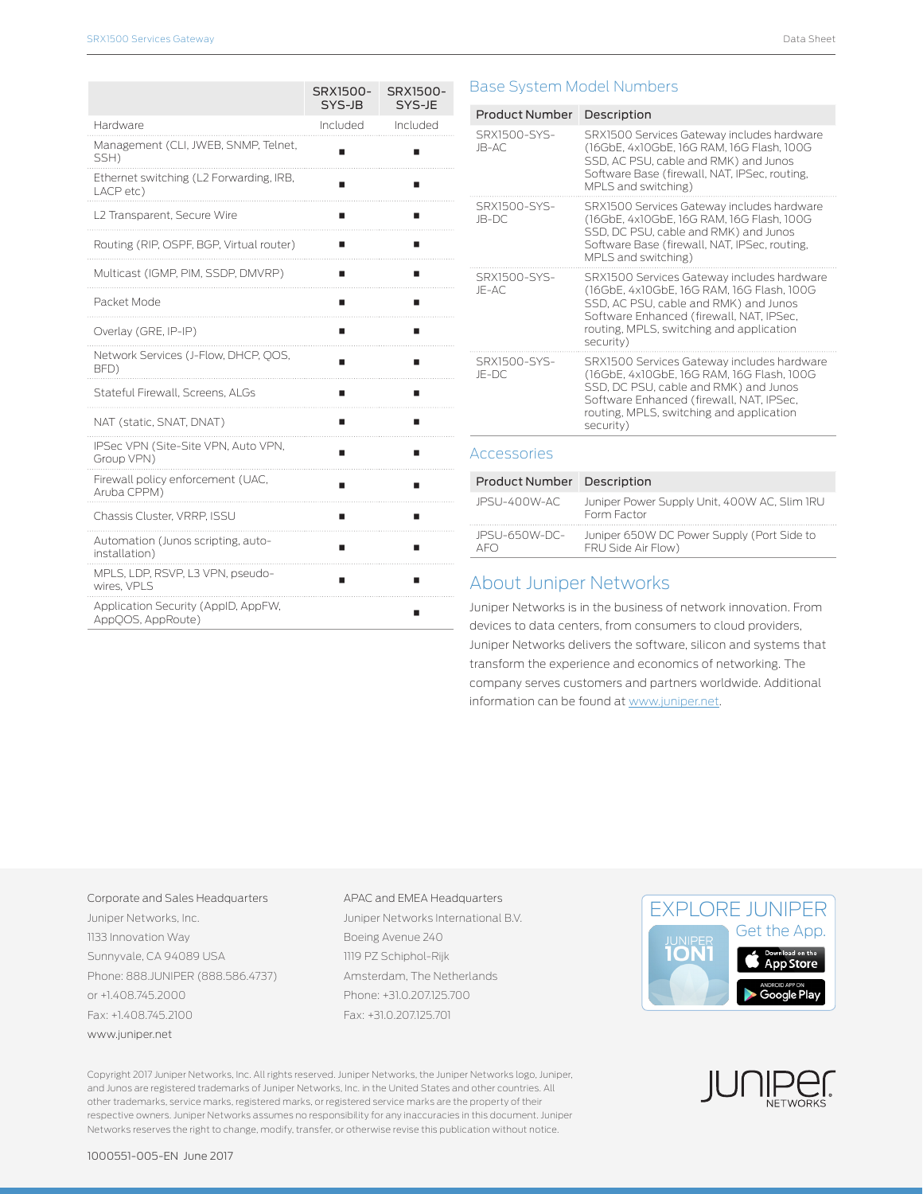| | SRX1500-SYS-JB | SRX1500-SYS-JE |
|---|---|---|
| Hardware | Included | Included |
| Management (CLI, JWEB, SNMP, Telnet, SSH) | ■ | ■ |
| Ethernet switching (L2 Forwarding, IRB, LACP etc) | ■ | ■ |
| L2 Transparent, Secure Wire | ■ | ■ |
| Routing (RIP, OSPF, BGP, Virtual router) | ■ | ■ |
| Multicast (IGMP, PIM, SSDP, DMVRP) | ■ | ■ |
| Packet Mode | ■ | ■ |
| Overlay (GRE, IP-IP) | ■ | ■ |
| Network Services (J-Flow, DHCP, QOS, BFD) | ■ | ■ |
| Stateful Firewall, Screens, ALGs | ■ | ■ |
| NAT (static, SNAT, DNAT) | ■ | ■ |
| IPSec VPN (Site-Site VPN, Auto VPN, Group VPN) | ■ | ■ |
| Firewall policy enforcement (UAC, Aruba CPPM) | ■ | ■ |
| Chassis Cluster, VRRP, ISSU | ■ | ■ |
| Automation (Junos scripting, auto-installation) | ■ | ■ |
| MPLS, LDP, RSVP, L3 VPN, pseudo-wires, VPLS | ■ | ■ |
| Application Security (AppID, AppFW, AppQOS, AppRoute) | | ■ |

## Base System Model Numbers

| Product Number | Description |
|---|---|
| SRX1500-SYS-JB-AC | SRX1500 Services Gateway includes hardware (16GbE, 4x10GbE, 16G RAM, 16G Flash, 100G SSD, AC PSU, cable and RMK) and Junos Software Base (firewall, NAT, IPSec, routing, MPLS and switching) |
| SRX1500-SYS-JB-DC | SRX1500 Services Gateway includes hardware (16GbE, 4x10GbE, 16G RAM, 16G Flash, 100G SSD, DC PSU, cable and RMK) and Junos Software Base (firewall, NAT, IPSec, routing, MPLS and switching) |
| SRX1500-SYS-JE-AC | SRX1500 Services Gateway includes hardware (16GbE, 4x10GbE, 16G RAM, 16G Flash, 100G SSD, AC PSU, cable and RMK) and Junos Software Enhanced (firewall, NAT, IPSec, routing, MPLS, switching and application security) |
| SRX1500-SYS-JE-DC | SRX1500 Services Gateway includes hardware (16GbE, 4x10GbE, 16G RAM, 16G Flash, 100G SSD, DC PSU, cable and RMK) and Junos Software Enhanced (firewall, NAT, IPSec, routing, MPLS, switching and application security) |

## Accessories

| Product Number | Description |
|---|---|
| JPSU-400W-AC | Juniper Power Supply Unit, 400W AC, Slim 1RU Form Factor |
| JPSU-650W-DC-AFO | Juniper 650W DC Power Supply (Port Side to FRU Side Air Flow) |

## About Juniper Networks

Juniper Networks is in the business of network innovation. From devices to data centers, from consumers to cloud providers, Juniper Networks delivers the software, silicon and systems that transform the experience and economics of networking. The company serves customers and partners worldwide. Additional information can be found at www.juniper.net.

Corporate and Sales Headquarters
Juniper Networks, Inc.
1133 Innovation Way
Sunnyvale, CA 94089 USA
Phone: 888.JUNIPER (888.586.4737)
or +1.408.745.2000
Fax: +1.408.745.2100
www.juniper.net

APAC and EMEA Headquarters
Juniper Networks International B.V.
Boeing Avenue 240
1119 PZ Schiphol-Rijk
Amsterdam, The Netherlands
Phone: +31.0.207.125.700
Fax: +31.0.207.125.701

EXPLORE JUNIPER
Get the App.

Copyright 2017 Juniper Networks, Inc. All rights reserved. Juniper Networks, the Juniper Networks logo, Juniper, and Junos are registered trademarks of Juniper Networks, Inc. in the United States and other countries. All other trademarks, service marks, registered marks, or registered service marks are the property of their respective owners. Juniper Networks assumes no responsibility for any inaccuracies in this document. Juniper Networks reserves the right to change, modify, transfer, or otherwise revise this publication without notice.

1000551-005-EN June 2017